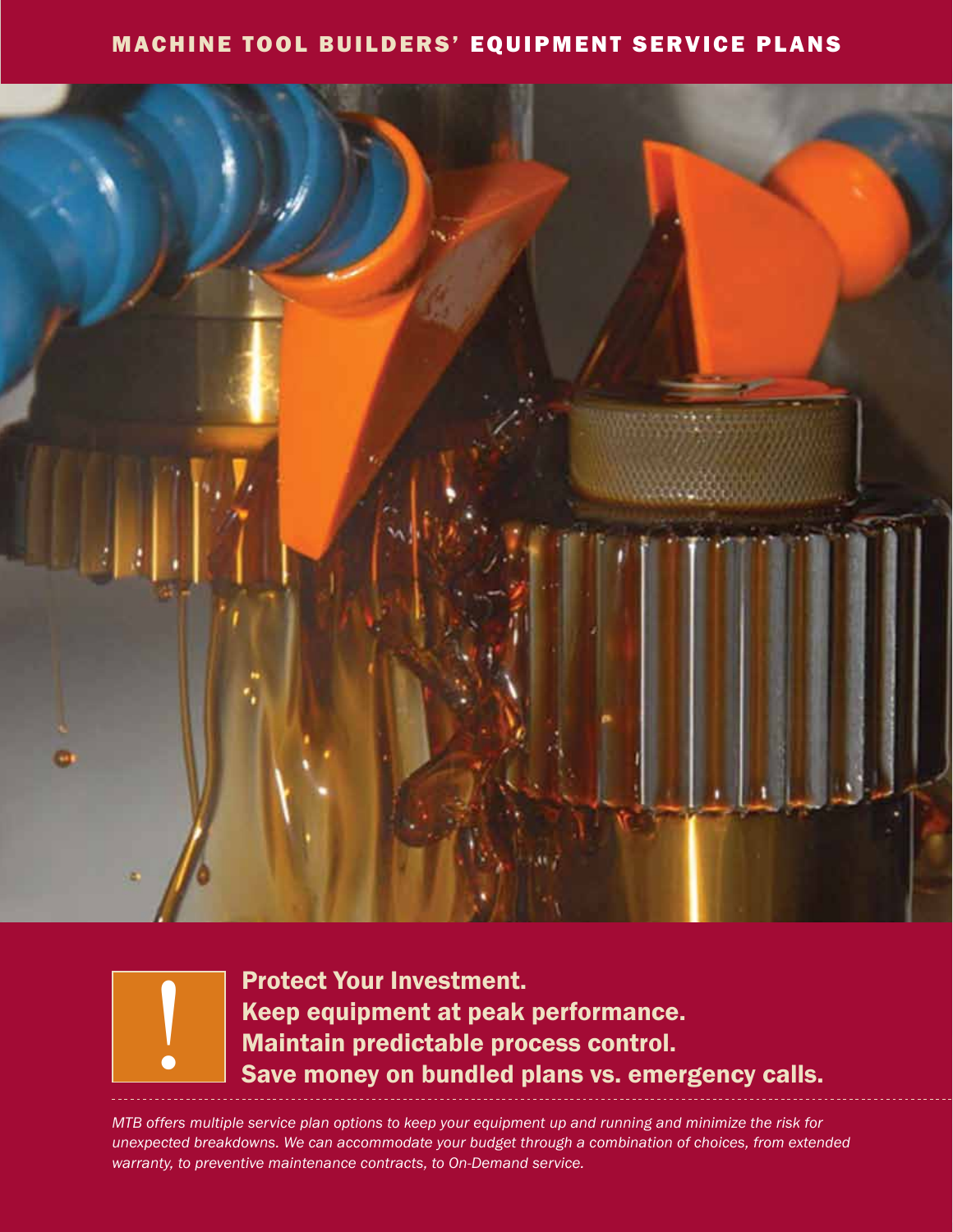# MACHINE TOOL BUILDERS' EQUIPMENT SERVICE PLANS

**Protect Your Investment.**
**Keep equipment at peak performance.**
**Maintain predictable process control.**
**Save money on bundled plans vs. emergency calls.**

*MTB offers multiple service plan options to keep your equipment up and running and minimize the risk for unexpected breakdowns. We can accommodate your budget through a combination of choices, from extended warranty, to preventive maintenance contracts, to On-Demand service.*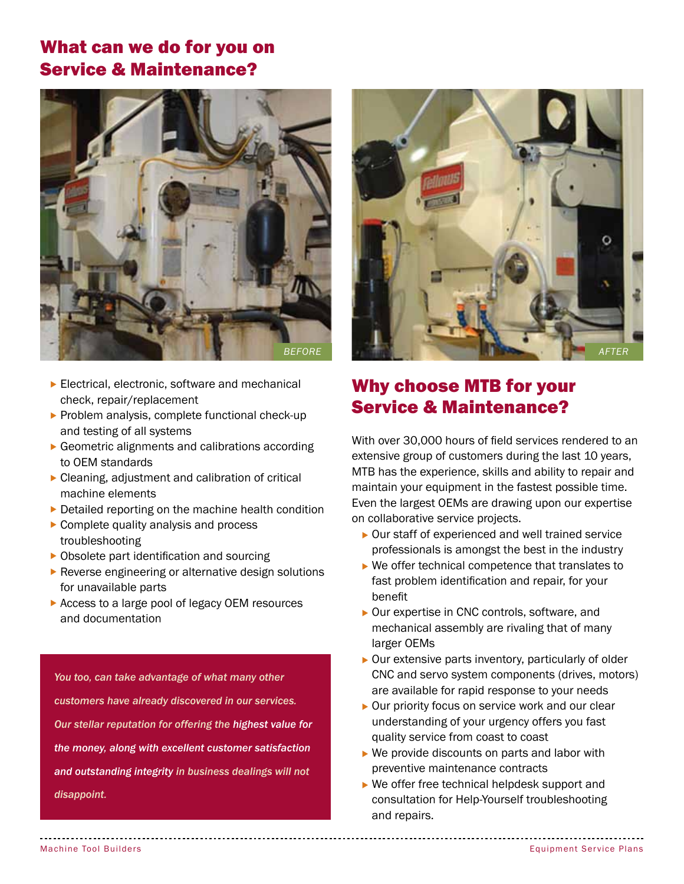## What can we do for you on Service & Maintenance?

BEFORE

AFTER

- Electrical, electronic, software and mechanical check, repair/replacement
- Problem analysis, complete functional check-up and testing of all systems
- Geometric alignments and calibrations according to OEM standards
- Cleaning, adjustment and calibration of critical machine elements
- Detailed reporting on the machine health condition
- Complete quality analysis and process troubleshooting
- Obsolete part identification and sourcing
- Reverse engineering or alternative design solutions for unavailable parts
- Access to a large pool of legacy OEM resources and documentation

*You too, can take advantage of what many other customers have already discovered in our services. Our stellar reputation for offering the **highest value for the money, along with excellent customer satisfaction and outstanding integrity** in business dealings will not disappoint.*

## Why choose MTB for your Service & Maintenance?

With over 30,000 hours of field services rendered to an extensive group of customers during the last 10 years, MTB has the experience, skills and ability to repair and maintain your equipment in the fastest possible time. Even the largest OEMs are drawing upon our expertise on collaborative service projects.

- Our staff of experienced and well trained service professionals is amongst the best in the industry
- We offer technical competence that translates to fast problem identification and repair, for your benefit
- Our expertise in CNC controls, software, and mechanical assembly are rivaling that of many larger OEMs
- Our extensive parts inventory, particularly of older CNC and servo system components (drives, motors) are available for rapid response to your needs
- Our priority focus on service work and our clear understanding of your urgency offers you fast quality service from coast to coast
- We provide discounts on parts and labor with preventive maintenance contracts
- We offer free technical helpdesk support and consultation for Help-Yourself troubleshooting and repairs.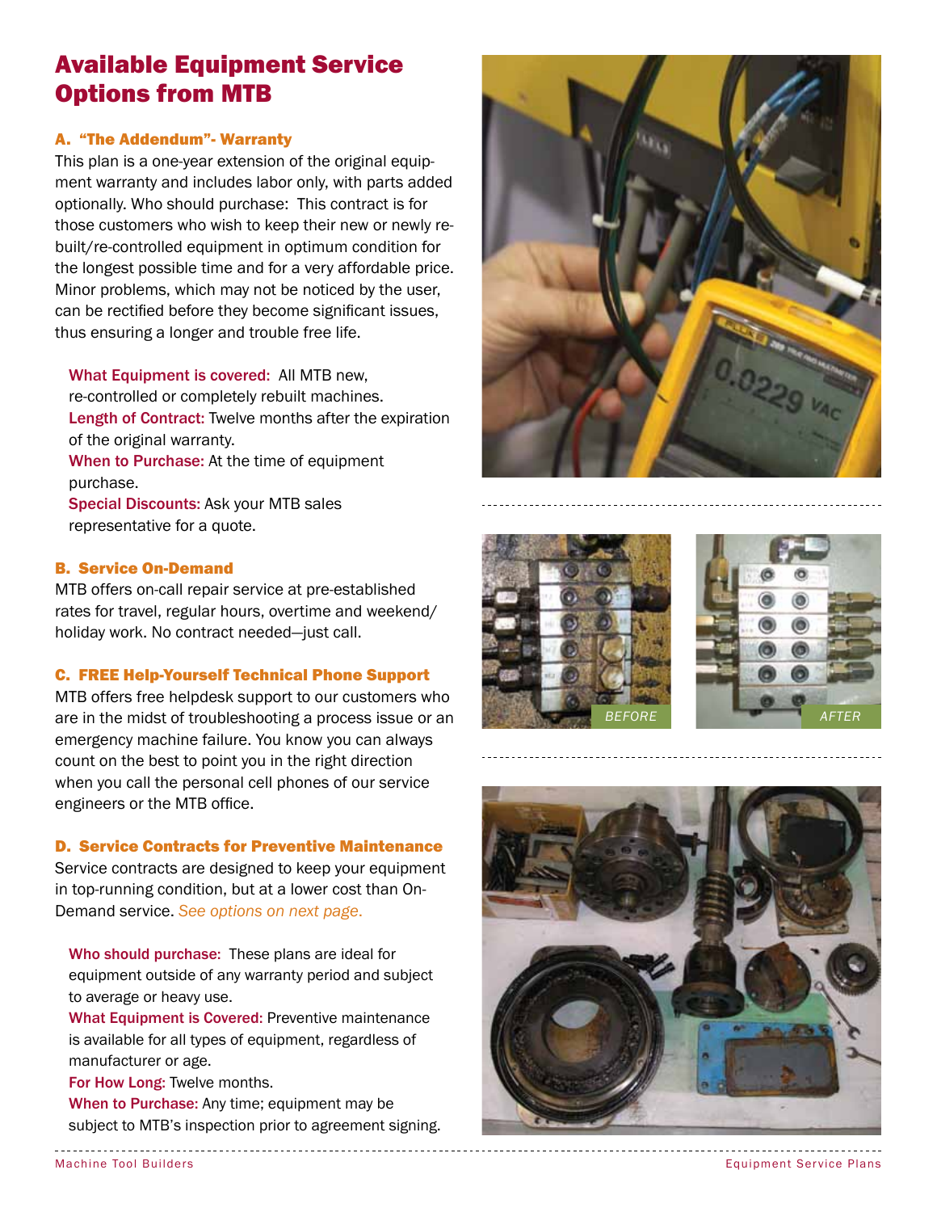# Available Equipment Service Options from MTB

### A. "The Addendum"- Warranty

This plan is a one-year extension of the original equipment warranty and includes labor only, with parts added optionally. Who should purchase: This contract is for those customers who wish to keep their new or newly rebuilt/re-controlled equipment in optimum condition for the longest possible time and for a very affordable price. Minor problems, which may not be noticed by the user, can be rectified before they become significant issues, thus ensuring a longer and trouble free life.

**What Equipment is covered:** All MTB new, re-controlled or completely rebuilt machines.
**Length of Contract:** Twelve months after the expiration of the original warranty.
**When to Purchase:** At the time of equipment purchase.
**Special Discounts:** Ask your MTB sales representative for a quote.

### B. Service On-Demand

MTB offers on-call repair service at pre-established rates for travel, regular hours, overtime and weekend/holiday work. No contract needed—just call.

### C. FREE Help-Yourself Technical Phone Support

MTB offers free helpdesk support to our customers who are in the midst of troubleshooting a process issue or an emergency machine failure. You know you can always count on the best to point you in the right direction when you call the personal cell phones of our service engineers or the MTB office.

### D. Service Contracts for Preventive Maintenance

Service contracts are designed to keep your equipment in top-running condition, but at a lower cost than On-Demand service. *See options on next page.*

**Who should purchase:** These plans are ideal for equipment outside of any warranty period and subject to average or heavy use.
**What Equipment is Covered:** Preventive maintenance is available for all types of equipment, regardless of manufacturer or age.
**For How Long:** Twelve months.
**When to Purchase:** Any time; equipment may be subject to MTB's inspection prior to agreement signing.

*BEFORE*

*AFTER*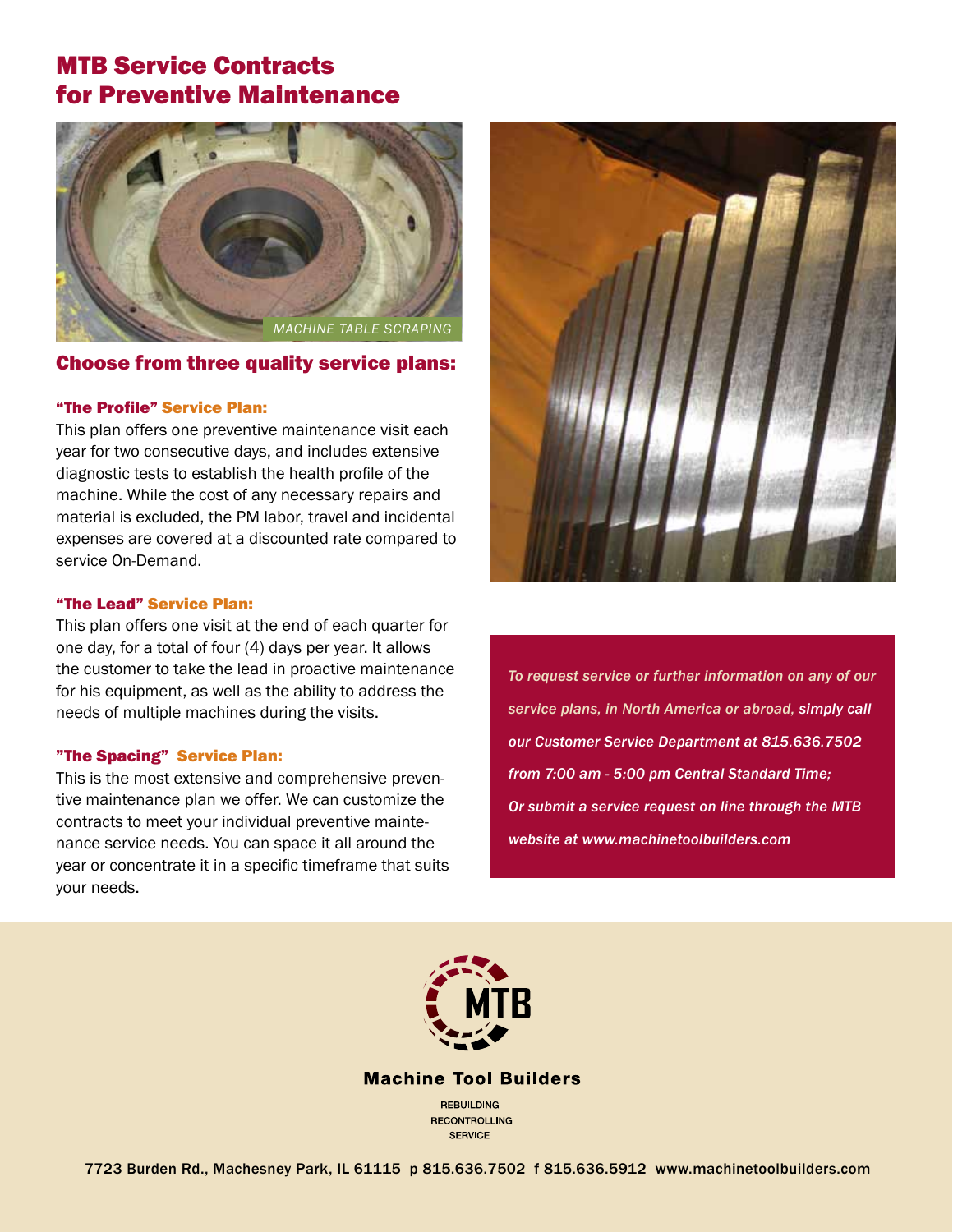# MTB Service Contracts for Preventive Maintenance

MACHINE TABLE SCRAPING

## Choose from three quality service plans:

### "The Profile" Service Plan:

This plan offers one preventive maintenance visit each year for two consecutive days, and includes extensive diagnostic tests to establish the health profile of the machine. While the cost of any necessary repairs and material is excluded, the PM labor, travel and incidental expenses are covered at a discounted rate compared to service On-Demand.

### "The Lead" Service Plan:

This plan offers one visit at the end of each quarter for one day, for a total of four (4) days per year. It allows the customer to take the lead in proactive maintenance for his equipment, as well as the ability to address the needs of multiple machines during the visits.

### "The Spacing" Service Plan:

This is the most extensive and comprehensive preventive maintenance plan we offer. We can customize the contracts to meet your individual preventive maintenance service needs. You can space it all around the year or concentrate it in a specific timeframe that suits your needs.

*To request service or further information on any of our service plans, in North America or abroad, simply call our Customer Service Department at 815.636.7502 from 7:00 am - 5:00 pm Central Standard Time; Or submit a service request on line through the MTB website at www.machinetoolbuilders.com*

MTB

**Machine Tool Builders**

REBUILDING
RECONTROLLING
SERVICE

7723 Burden Rd., Machesney Park, IL 61115 p 815.636.7502 f 815.636.5912 www.machinetoolbuilders.com